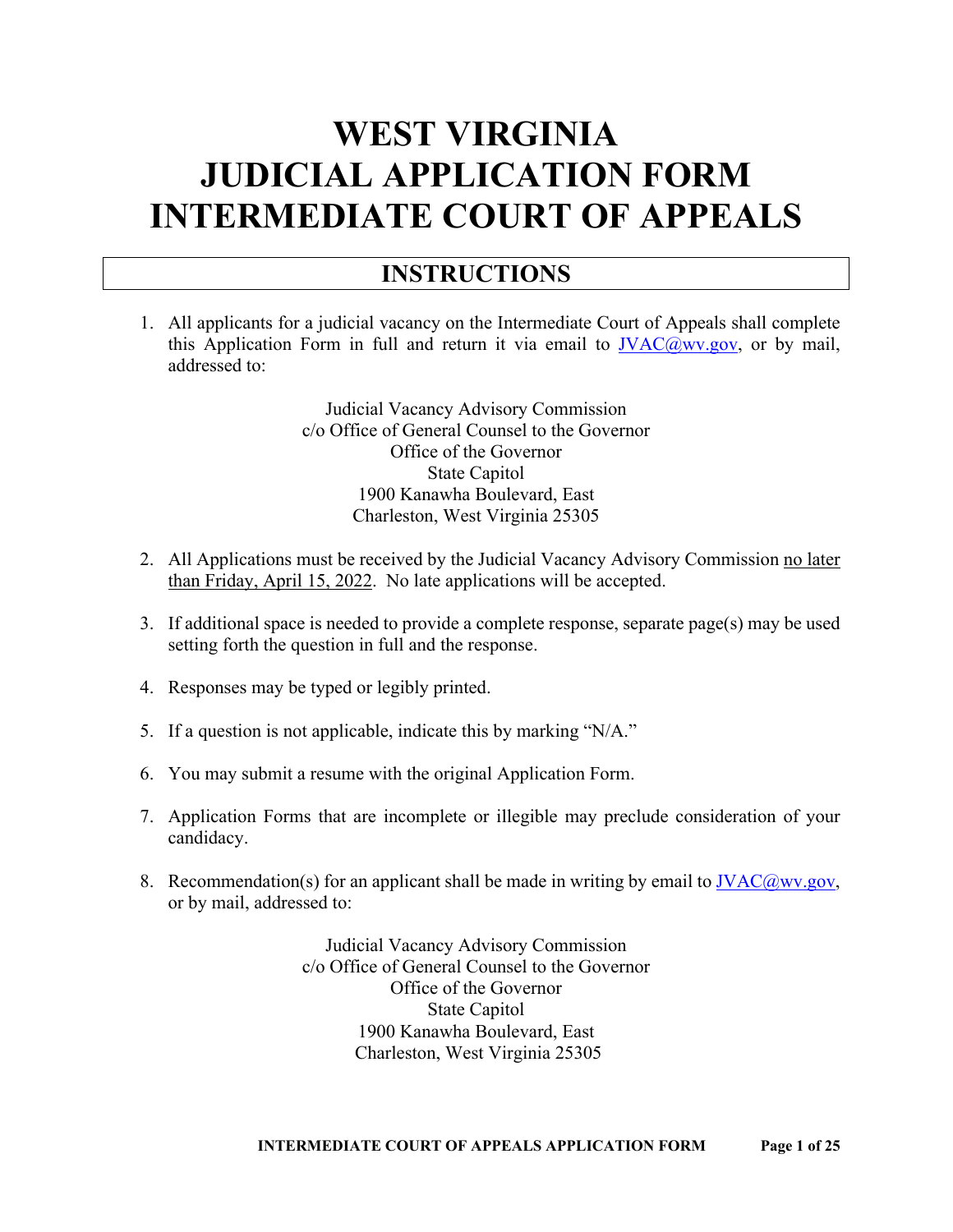# WEST VIRGINIA JUDICIAL APPLICATION FORM INTERMEDIATE COURT OF APPEALS

## INSTRUCTIONS

1. All applicants for a judicial vacancy on the Intermediate Court of Appeals shall complete this Application Form in full and return it via email to JVAC@wv.gov, or by mail, addressed to:

   Judicial Vacancy Advisory Commission
   c/o Office of General Counsel to the Governor
   Office of the Governor
   State Capitol
   1900 Kanawha Boulevard, East
   Charleston, West Virginia 25305

2. All Applications must be received by the Judicial Vacancy Advisory Commission no later than Friday, April 15, 2022. No late applications will be accepted.

3. If additional space is needed to provide a complete response, separate page(s) may be used setting forth the question in full and the response.

4. Responses may be typed or legibly printed.

5. If a question is not applicable, indicate this by marking "N/A."

6. You may submit a resume with the original Application Form.

7. Application Forms that are incomplete or illegible may preclude consideration of your candidacy.

8. Recommendation(s) for an applicant shall be made in writing by email to JVAC@wv.gov, or by mail, addressed to:

   Judicial Vacancy Advisory Commission
   c/o Office of General Counsel to the Governor
   Office of the Governor
   State Capitol
   1900 Kanawha Boulevard, East
   Charleston, West Virginia 25305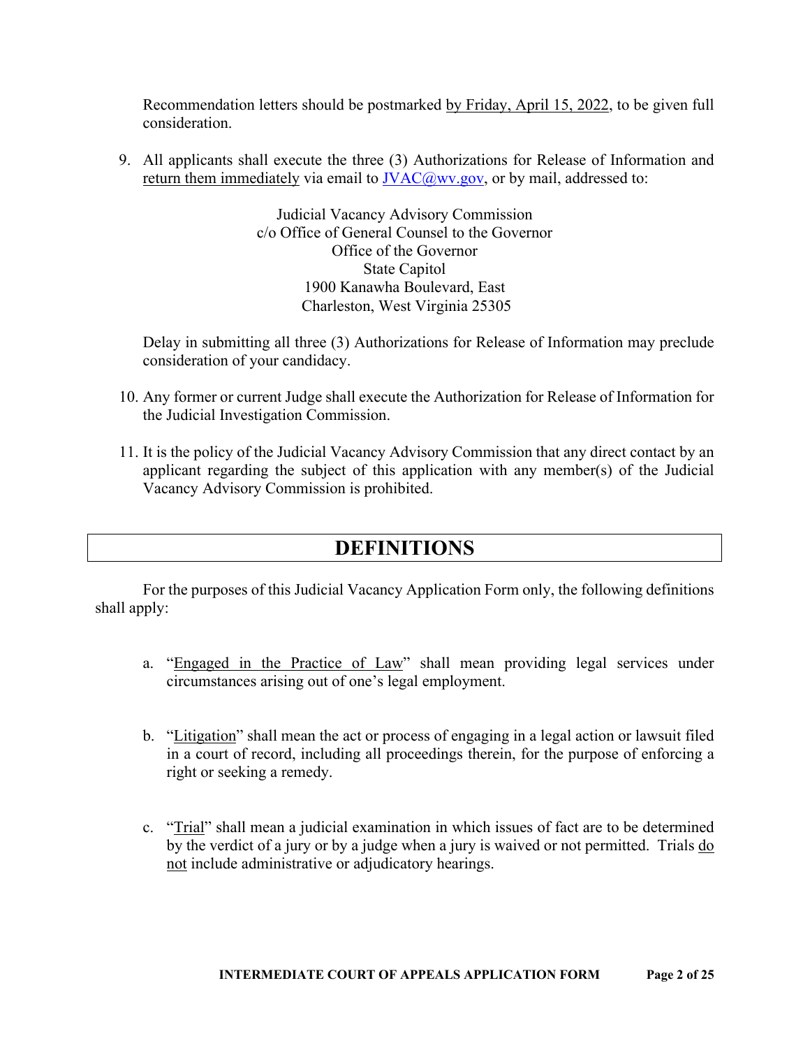Recommendation letters should be postmarked by Friday, April 15, 2022, to be given full consideration.

9. All applicants shall execute the three (3) Authorizations for Release of Information and return them immediately via email to JVAC@wv.gov, or by mail, addressed to:

   Judicial Vacancy Advisory Commission
   c/o Office of General Counsel to the Governor
   Office of the Governor
   State Capitol
   1900 Kanawha Boulevard, East
   Charleston, West Virginia 25305

   Delay in submitting all three (3) Authorizations for Release of Information may preclude consideration of your candidacy.

10. Any former or current Judge shall execute the Authorization for Release of Information for the Judicial Investigation Commission.

11. It is the policy of the Judicial Vacancy Advisory Commission that any direct contact by an applicant regarding the subject of this application with any member(s) of the Judicial Vacancy Advisory Commission is prohibited.

# DEFINITIONS

For the purposes of this Judicial Vacancy Application Form only, the following definitions shall apply:

a. "Engaged in the Practice of Law" shall mean providing legal services under circumstances arising out of one's legal employment.

b. "Litigation" shall mean the act or process of engaging in a legal action or lawsuit filed in a court of record, including all proceedings therein, for the purpose of enforcing a right or seeking a remedy.

c. "Trial" shall mean a judicial examination in which issues of fact are to be determined by the verdict of a jury or by a judge when a jury is waived or not permitted. Trials do not include administrative or adjudicatory hearings.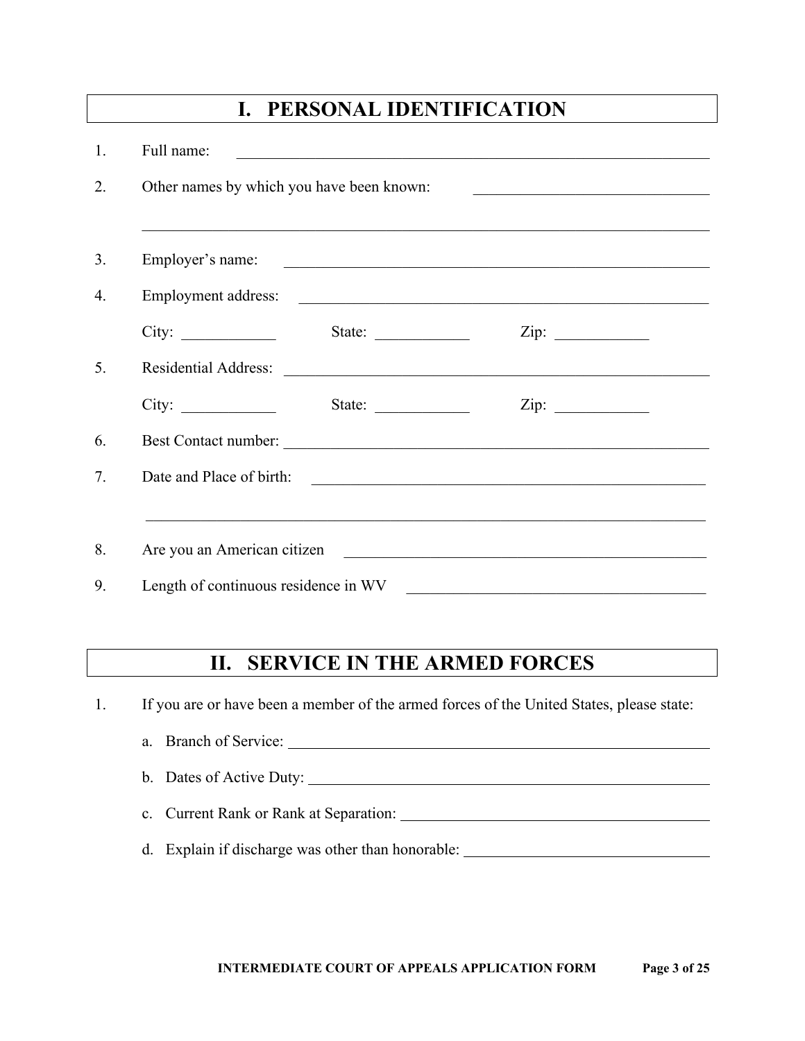## I. PERSONAL IDENTIFICATION

1. Full name: ______________________________________________________________

2. Other names by which you have been known: _______________________________

   ________________________________________________________________________

3. Employer's name: ________________________________________________________

4. Employment address: _____________________________________________________

   City: ____________ State: ____________ Zip: ____________

5. Residential Address: _____________________________________________________

   City: ____________ State: ____________ Zip: ____________

6. Best Contact number: _____________________________________________________

7. Date and Place of birth: __________________________________________________

   ________________________________________________________________________

8. Are you an American citizen _______________________________________________

9. Length of continuous residence in WV _______________________________________

## II. SERVICE IN THE ARMED FORCES

1. If you are or have been a member of the armed forces of the United States, please state:

   a. Branch of Service: ______________________________________________________

   b. Dates of Active Duty: ___________________________________________________

   c. Current Rank or Rank at Separation: ______________________________________

   d. Explain if discharge was other than honorable: ______________________________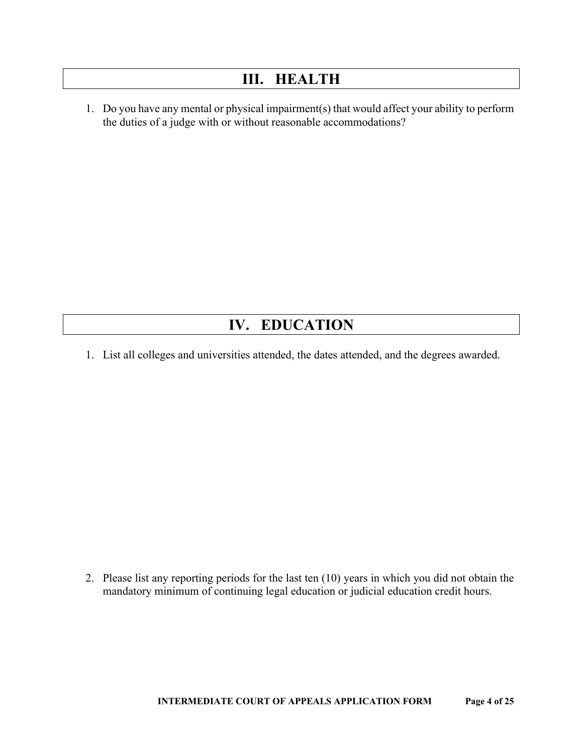# III. HEALTH

1. Do you have any mental or physical impairment(s) that would affect your ability to perform the duties of a judge with or without reasonable accommodations?

# IV. EDUCATION

1. List all colleges and universities attended, the dates attended, and the degrees awarded.

2. Please list any reporting periods for the last ten (10) years in which you did not obtain the mandatory minimum of continuing legal education or judicial education credit hours.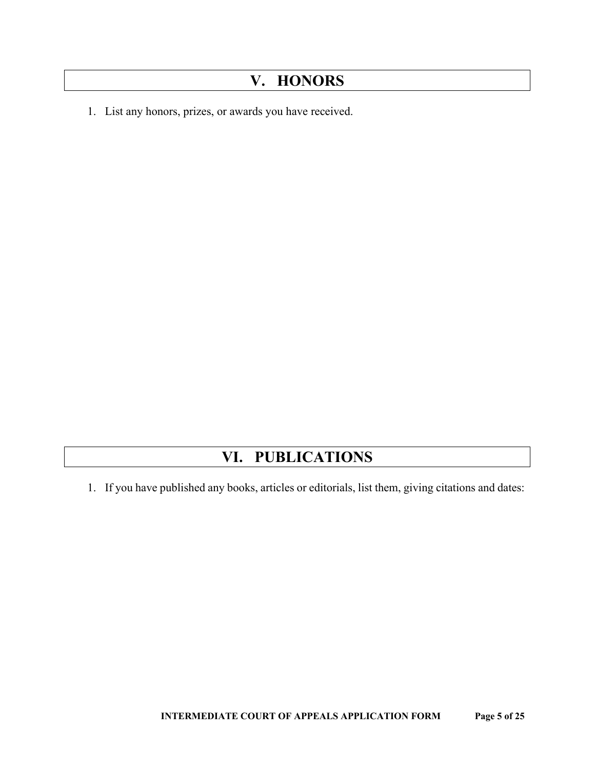# V. HONORS

1. List any honors, prizes, or awards you have received.

# VI. PUBLICATIONS

1. If you have published any books, articles or editorials, list them, giving citations and dates: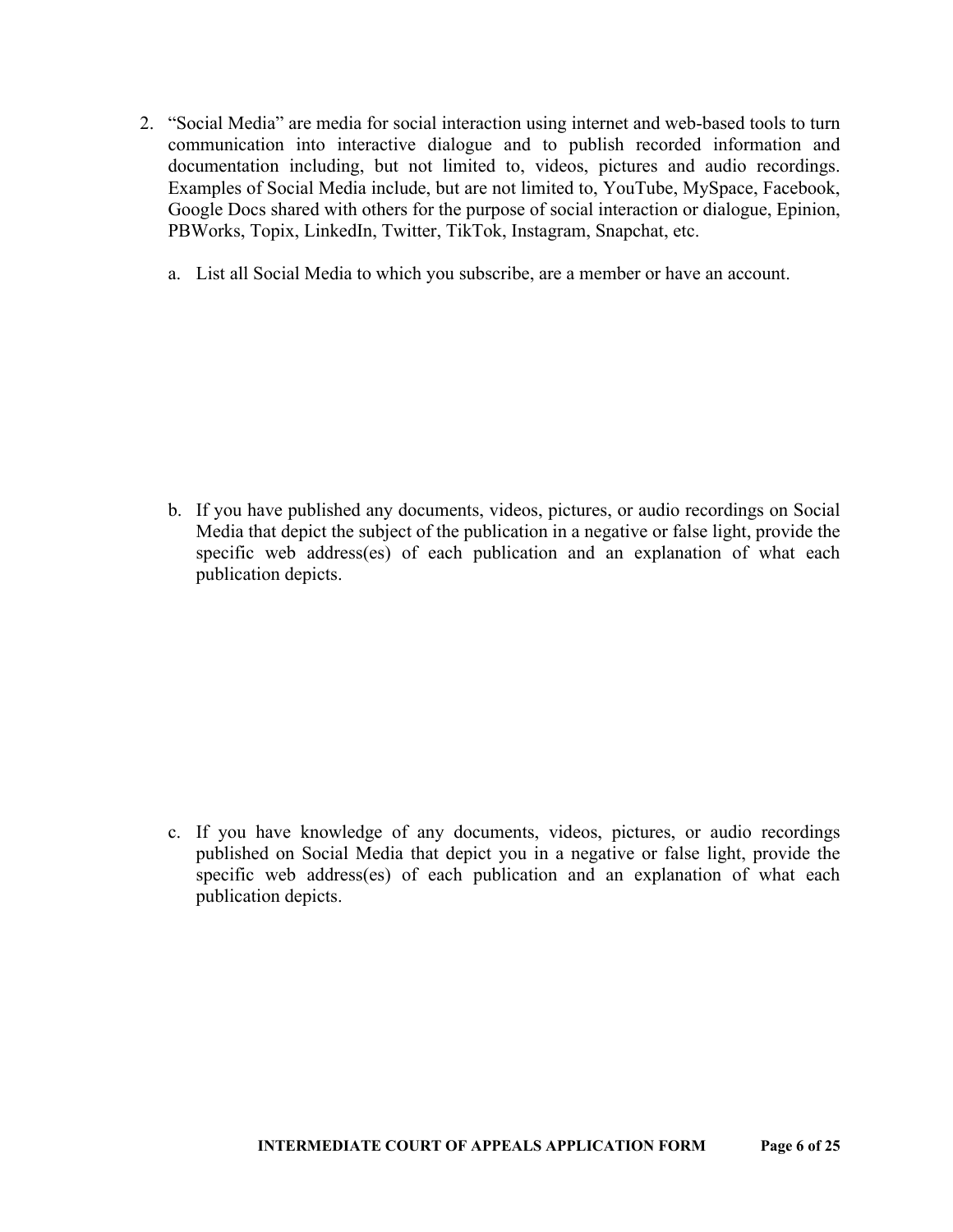2. "Social Media" are media for social interaction using internet and web-based tools to turn communication into interactive dialogue and to publish recorded information and documentation including, but not limited to, videos, pictures and audio recordings. Examples of Social Media include, but are not limited to, YouTube, MySpace, Facebook, Google Docs shared with others for the purpose of social interaction or dialogue, Epinion, PBWorks, Topix, LinkedIn, Twitter, TikTok, Instagram, Snapchat, etc.

   a. List all Social Media to which you subscribe, are a member or have an account.

   b. If you have published any documents, videos, pictures, or audio recordings on Social Media that depict the subject of the publication in a negative or false light, provide the specific web address(es) of each publication and an explanation of what each publication depicts.

   c. If you have knowledge of any documents, videos, pictures, or audio recordings published on Social Media that depict you in a negative or false light, provide the specific web address(es) of each publication and an explanation of what each publication depicts.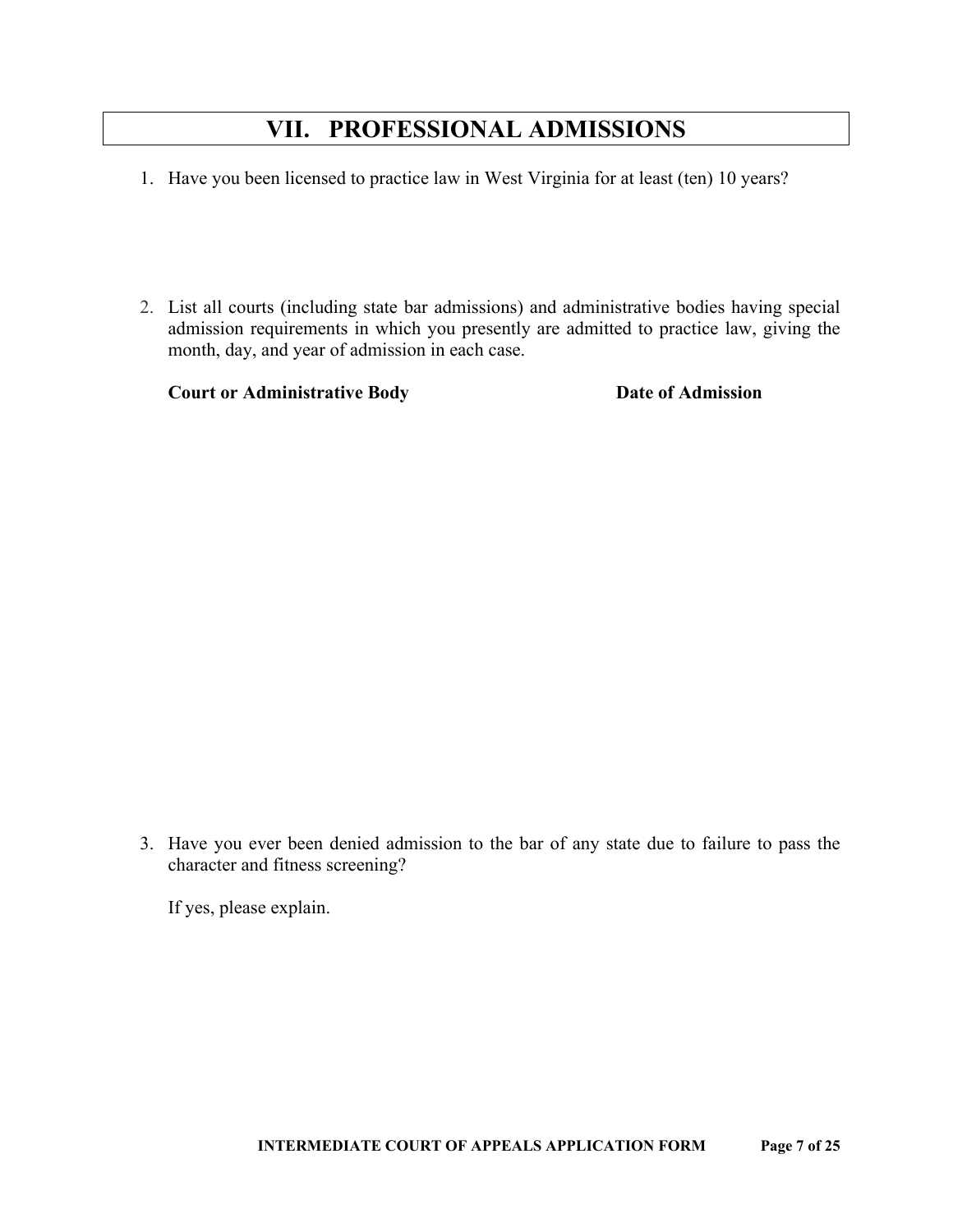# VII. PROFESSIONAL ADMISSIONS

1. Have you been licensed to practice law in West Virginia for at least (ten) 10 years?

2. List all courts (including state bar admissions) and administrative bodies having special admission requirements in which you presently are admitted to practice law, giving the month, day, and year of admission in each case.

   **Court or Administrative Body** **Date of Admission**

3. Have you ever been denied admission to the bar of any state due to failure to pass the character and fitness screening?

   If yes, please explain.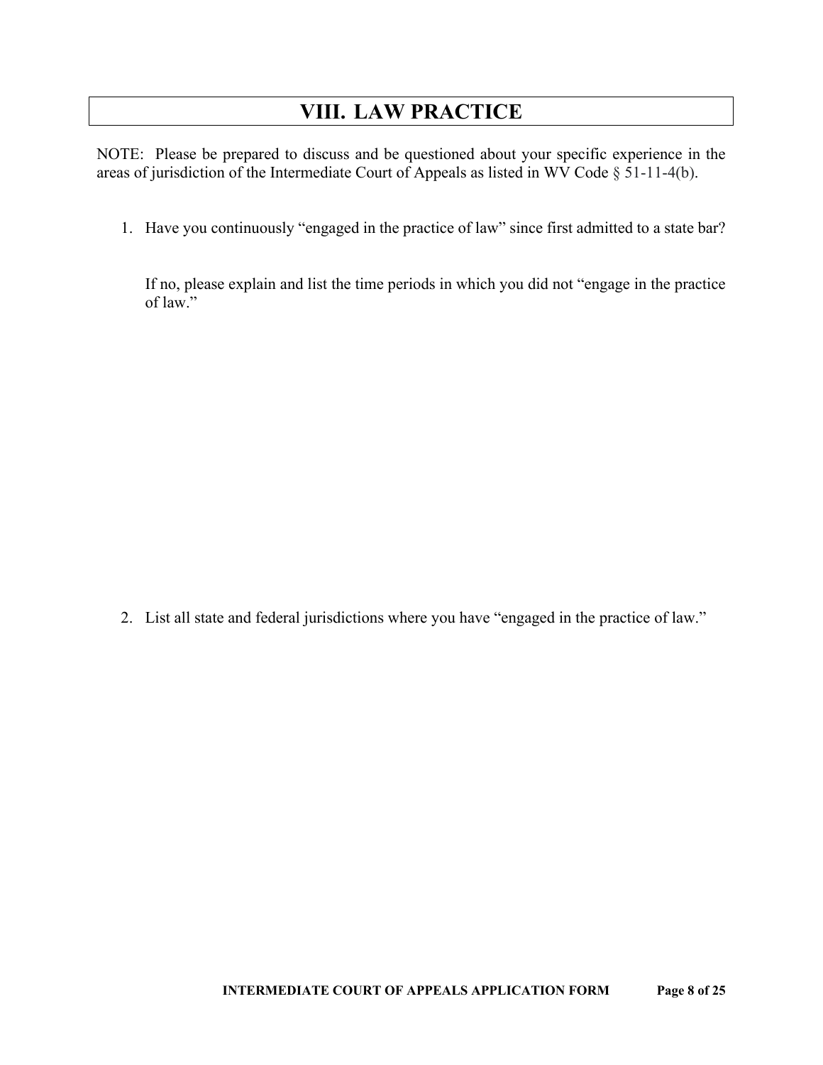# VIII. LAW PRACTICE

NOTE: Please be prepared to discuss and be questioned about your specific experience in the areas of jurisdiction of the Intermediate Court of Appeals as listed in WV Code § 51-11-4(b).

1. Have you continuously "engaged in the practice of law" since first admitted to a state bar?

   If no, please explain and list the time periods in which you did not "engage in the practice of law."

2. List all state and federal jurisdictions where you have "engaged in the practice of law."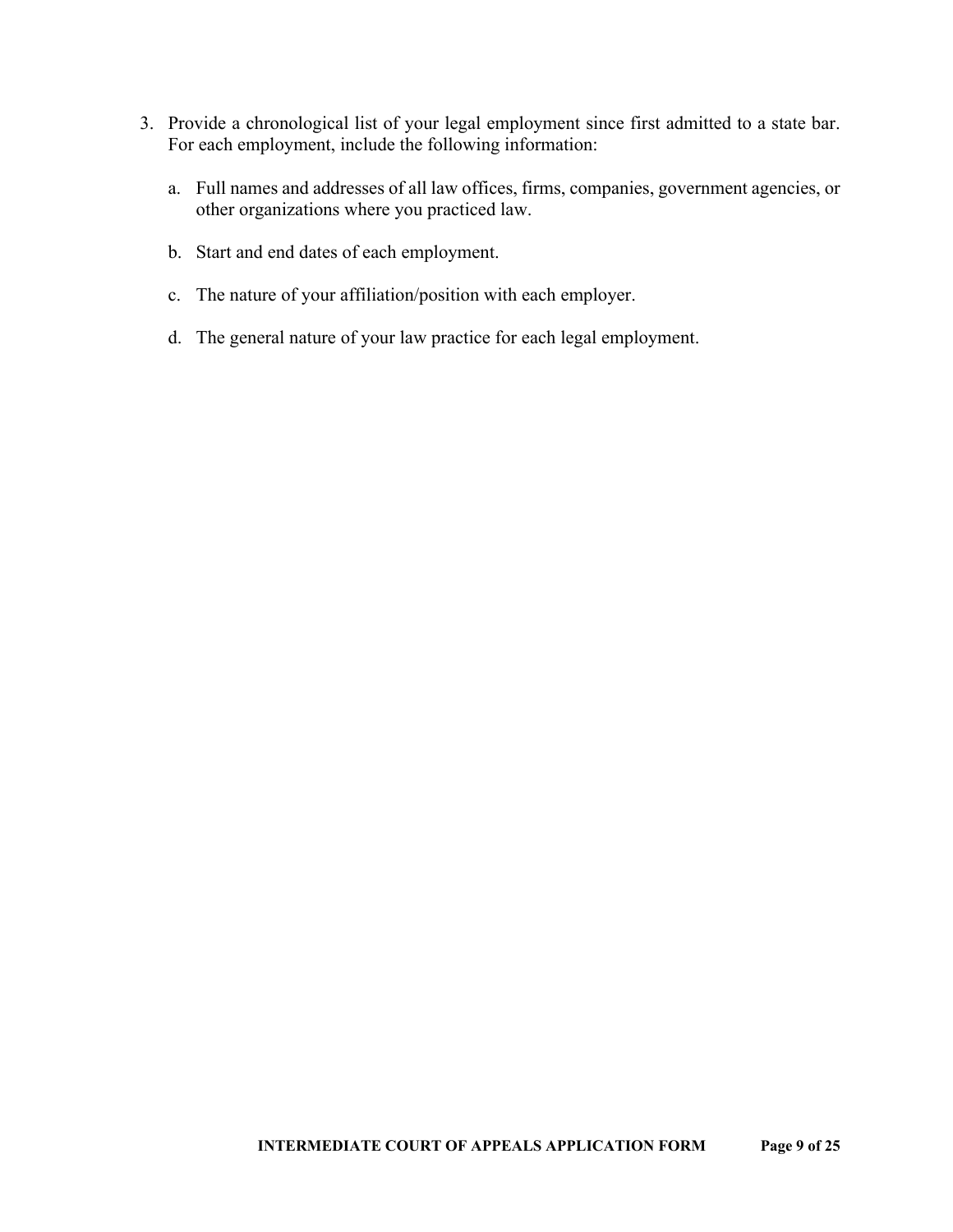3. Provide a chronological list of your legal employment since first admitted to a state bar. For each employment, include the following information:

    a. Full names and addresses of all law offices, firms, companies, government agencies, or other organizations where you practiced law.

    b. Start and end dates of each employment.

    c. The nature of your affiliation/position with each employer.

    d. The general nature of your law practice for each legal employment.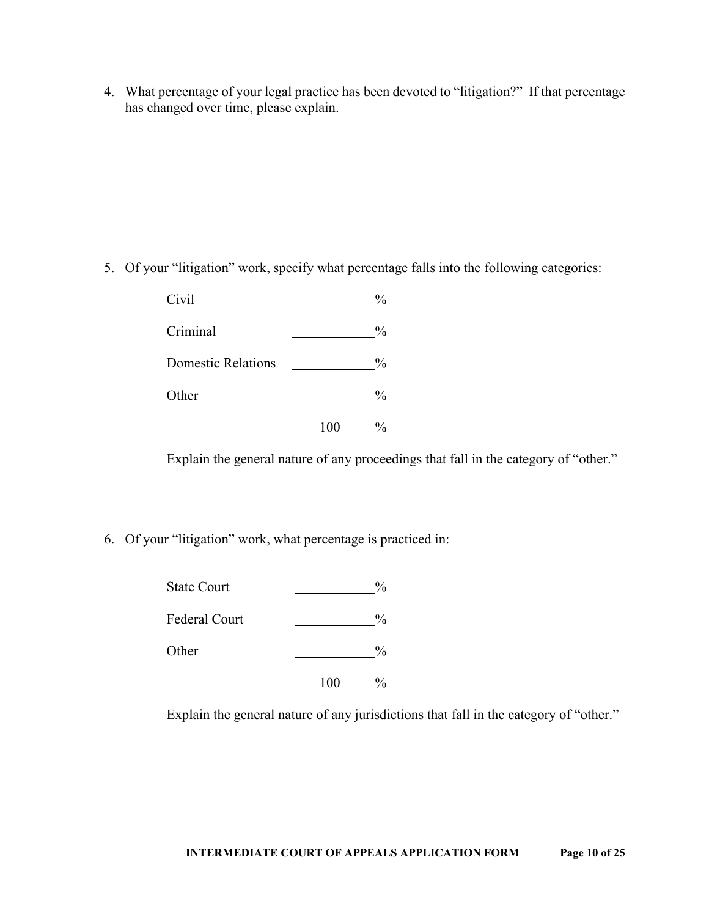4. What percentage of your legal practice has been devoted to "litigation?" If that percentage has changed over time, please explain.

5. Of your "litigation" work, specify what percentage falls into the following categories:

| | |
|---|---|
| Civil | ____________% |
| Criminal | ____________% |
| Domestic Relations | ____________% |
| Other | ____________% |
| | 100 % |

Explain the general nature of any proceedings that fall in the category of "other."

6. Of your "litigation" work, what percentage is practiced in:

| | |
|---|---|
| State Court | ____________% |
| Federal Court | ____________% |
| Other | ____________% |
| | 100 % |

Explain the general nature of any jurisdictions that fall in the category of "other."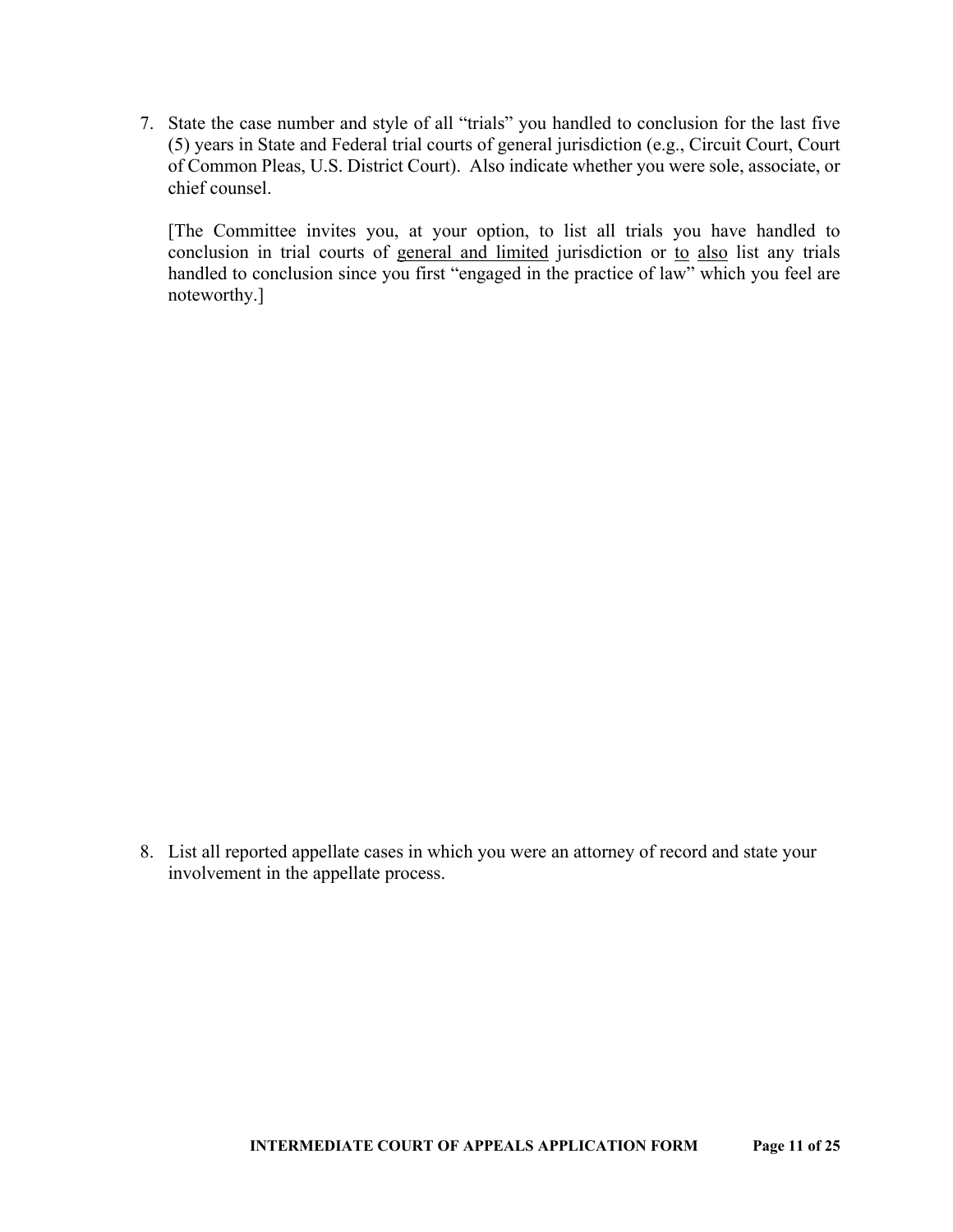7. State the case number and style of all “trials” you handled to conclusion for the last five (5) years in State and Federal trial courts of general jurisdiction (e.g., Circuit Court, Court of Common Pleas, U.S. District Court). Also indicate whether you were sole, associate, or chief counsel.

   [The Committee invites you, at your option, to list all trials you have handled to conclusion in trial courts of <u>general and limited</u> jurisdiction or <u>to</u> <u>also</u> list any trials handled to conclusion since you first “engaged in the practice of law” which you feel are noteworthy.]

8. List all reported appellate cases in which you were an attorney of record and state your involvement in the appellate process.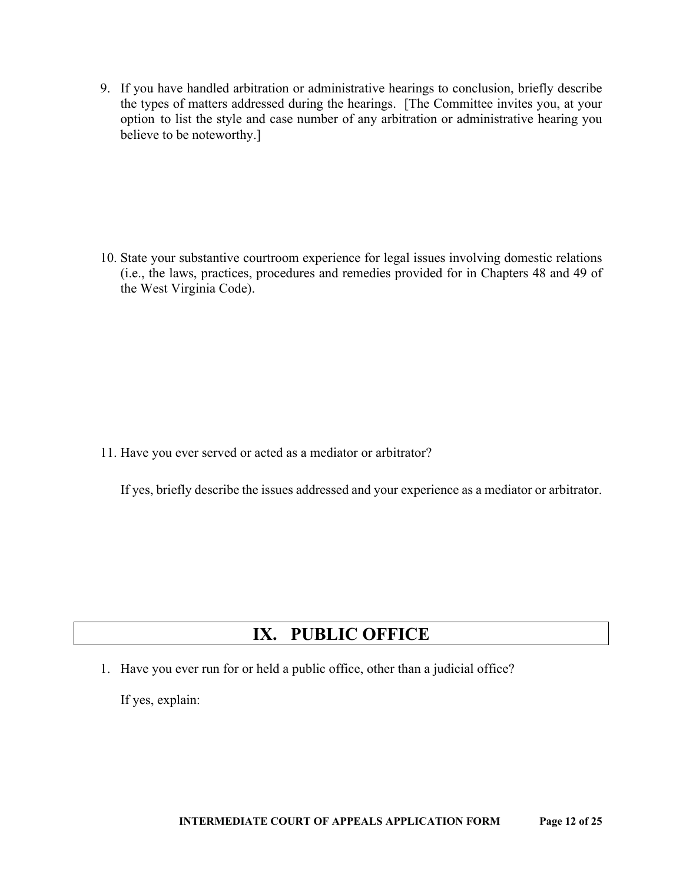9. If you have handled arbitration or administrative hearings to conclusion, briefly describe the types of matters addressed during the hearings. [The Committee invites you, at your option to list the style and case number of any arbitration or administrative hearing you believe to be noteworthy.]

10. State your substantive courtroom experience for legal issues involving domestic relations (i.e., the laws, practices, procedures and remedies provided for in Chapters 48 and 49 of the West Virginia Code).

11. Have you ever served or acted as a mediator or arbitrator?

    If yes, briefly describe the issues addressed and your experience as a mediator or arbitrator.

## IX. PUBLIC OFFICE

1. Have you ever run for or held a public office, other than a judicial office?

   If yes, explain: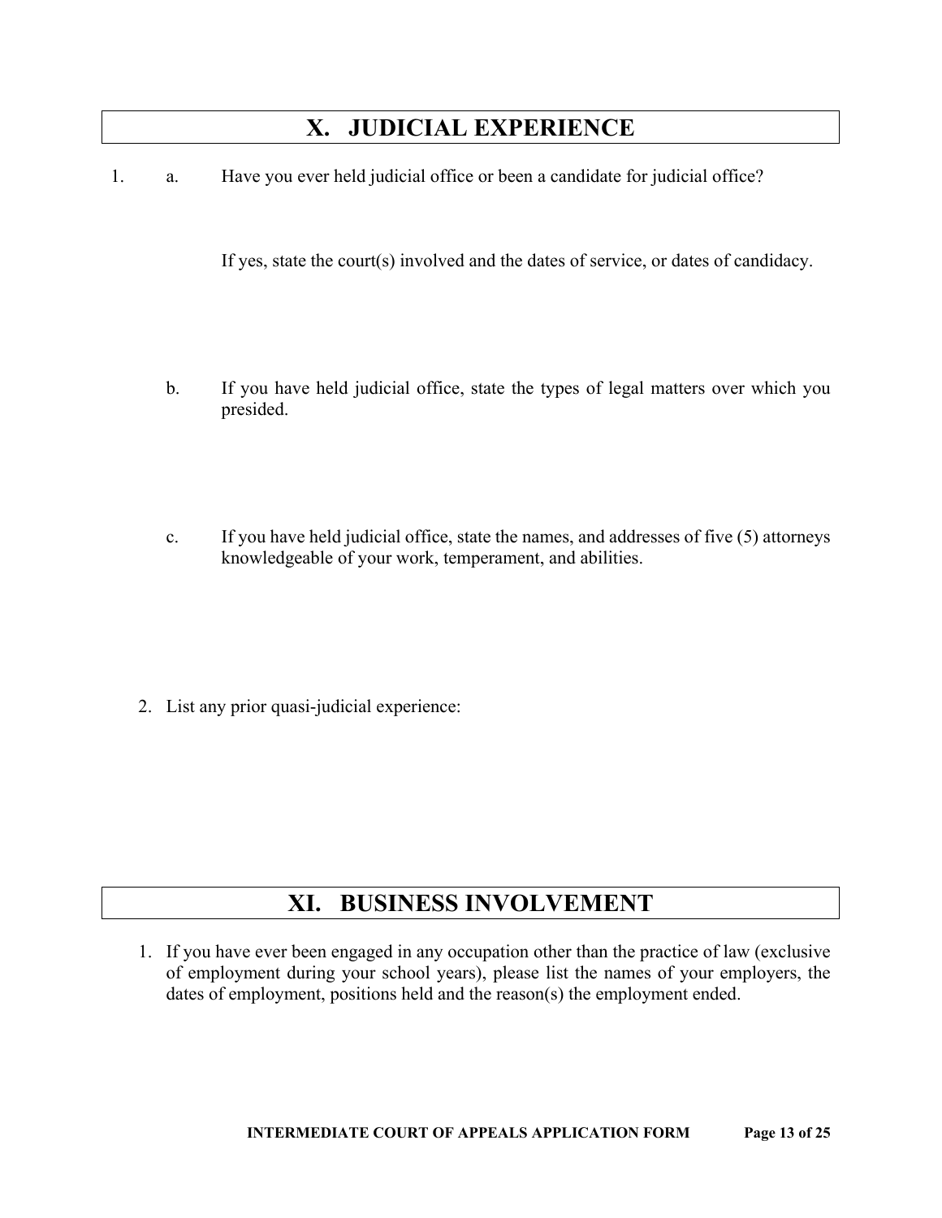# X. JUDICIAL EXPERIENCE

1. a. Have you ever held judicial office or been a candidate for judicial office?

   If yes, state the court(s) involved and the dates of service, or dates of candidacy.

   b. If you have held judicial office, state the types of legal matters over which you presided.

   c. If you have held judicial office, state the names, and addresses of five (5) attorneys knowledgeable of your work, temperament, and abilities.

2. List any prior quasi-judicial experience:

# XI. BUSINESS INVOLVEMENT

1. If you have ever been engaged in any occupation other than the practice of law (exclusive of employment during your school years), please list the names of your employers, the dates of employment, positions held and the reason(s) the employment ended.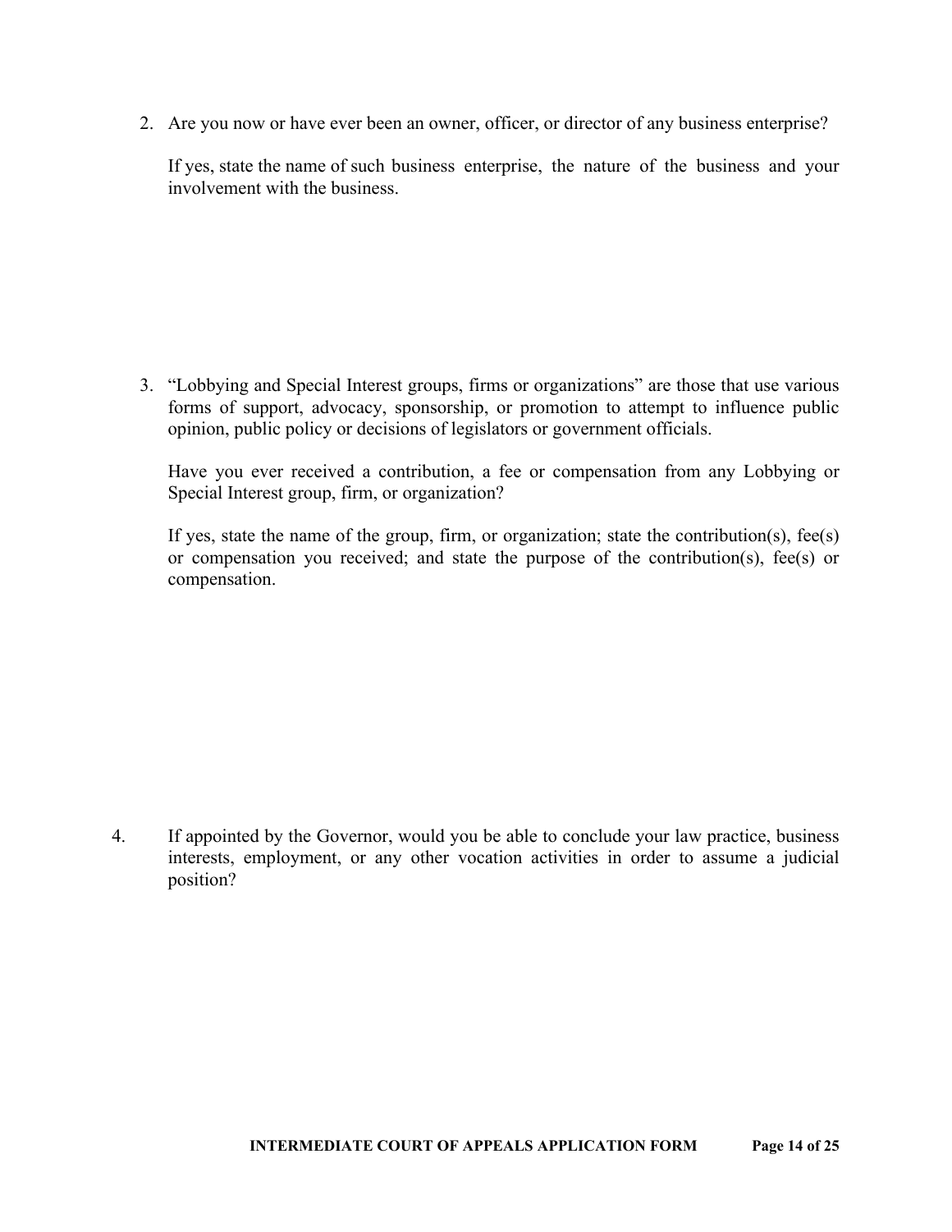2. Are you now or have ever been an owner, officer, or director of any business enterprise?

   If yes, state the name of such business enterprise, the nature of the business and your involvement with the business.

3. "Lobbying and Special Interest groups, firms or organizations" are those that use various forms of support, advocacy, sponsorship, or promotion to attempt to influence public opinion, public policy or decisions of legislators or government officials.

   Have you ever received a contribution, a fee or compensation from any Lobbying or Special Interest group, firm, or organization?

   If yes, state the name of the group, firm, or organization; state the contribution(s), fee(s) or compensation you received; and state the purpose of the contribution(s), fee(s) or compensation.

4. If appointed by the Governor, would you be able to conclude your law practice, business interests, employment, or any other vocation activities in order to assume a judicial position?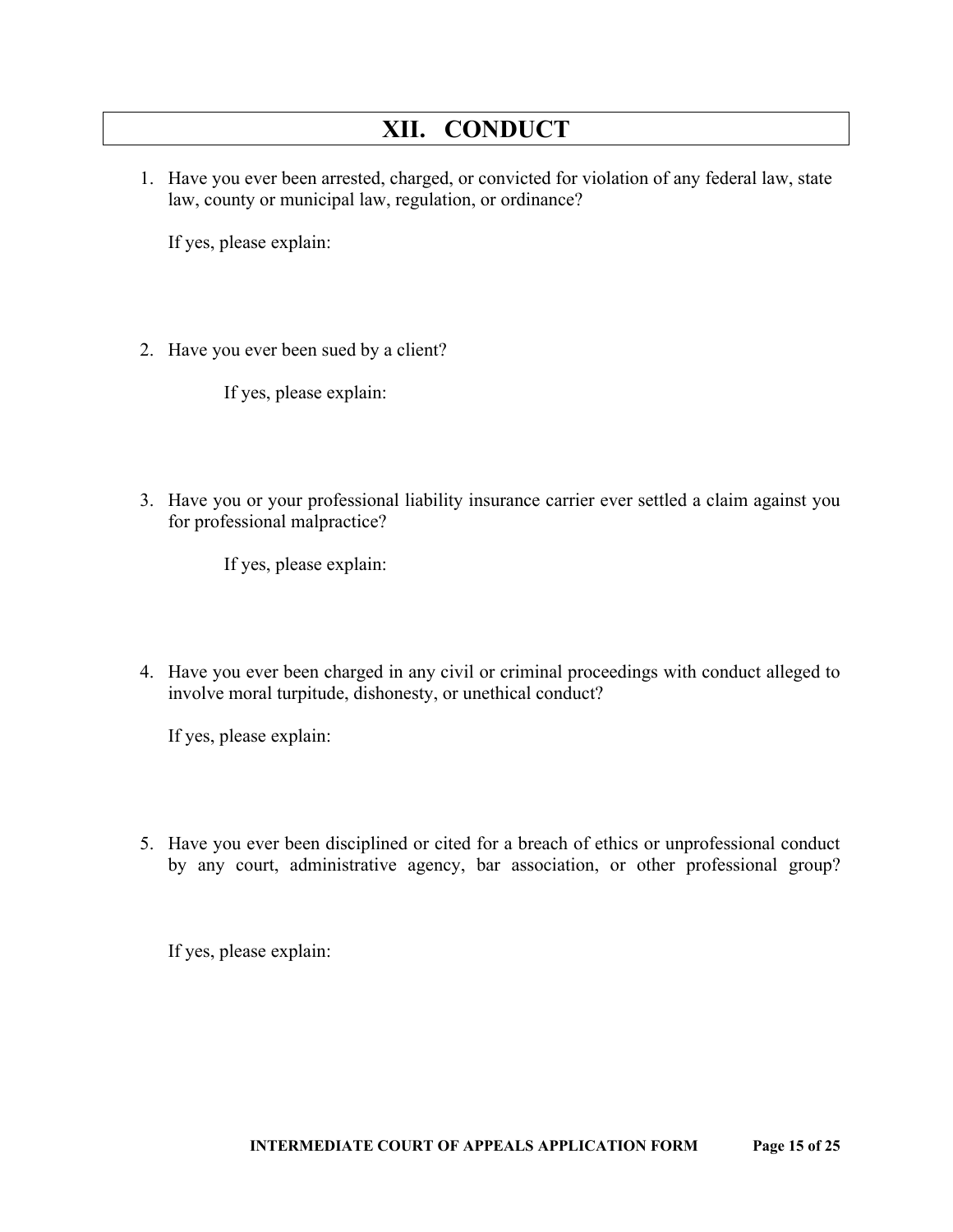## XII. CONDUCT

1. Have you ever been arrested, charged, or convicted for violation of any federal law, state law, county or municipal law, regulation, or ordinance?

   If yes, please explain:

2. Have you ever been sued by a client?

   If yes, please explain:

3. Have you or your professional liability insurance carrier ever settled a claim against you for professional malpractice?

   If yes, please explain:

4. Have you ever been charged in any civil or criminal proceedings with conduct alleged to involve moral turpitude, dishonesty, or unethical conduct?

   If yes, please explain:

5. Have you ever been disciplined or cited for a breach of ethics or unprofessional conduct by any court, administrative agency, bar association, or other professional group?

   If yes, please explain: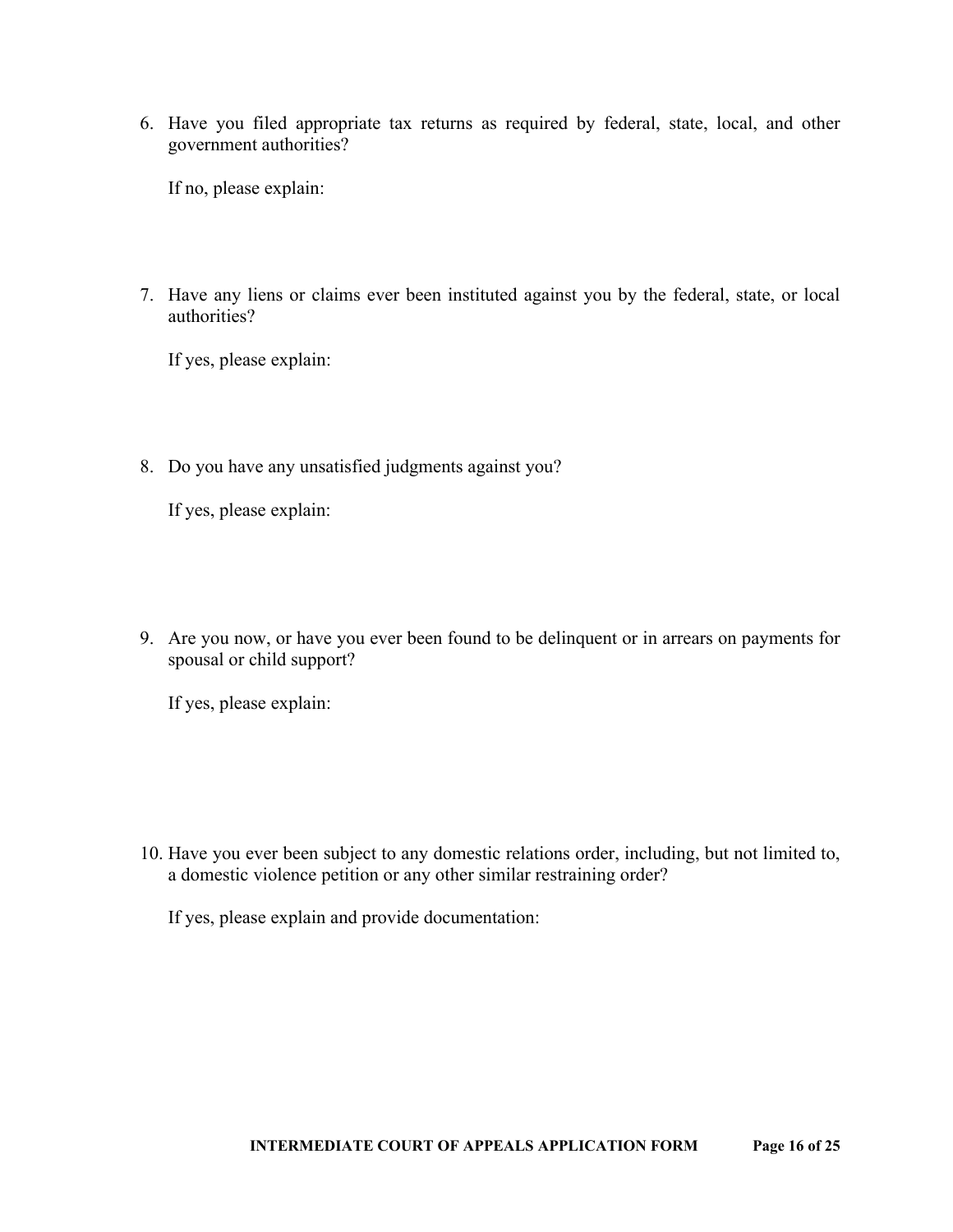6. Have you filed appropriate tax returns as required by federal, state, local, and other government authorities?

   If no, please explain:

7. Have any liens or claims ever been instituted against you by the federal, state, or local authorities?

   If yes, please explain:

8. Do you have any unsatisfied judgments against you?

   If yes, please explain:

9. Are you now, or have you ever been found to be delinquent or in arrears on payments for spousal or child support?

   If yes, please explain:

10. Have you ever been subject to any domestic relations order, including, but not limited to, a domestic violence petition or any other similar restraining order?

    If yes, please explain and provide documentation: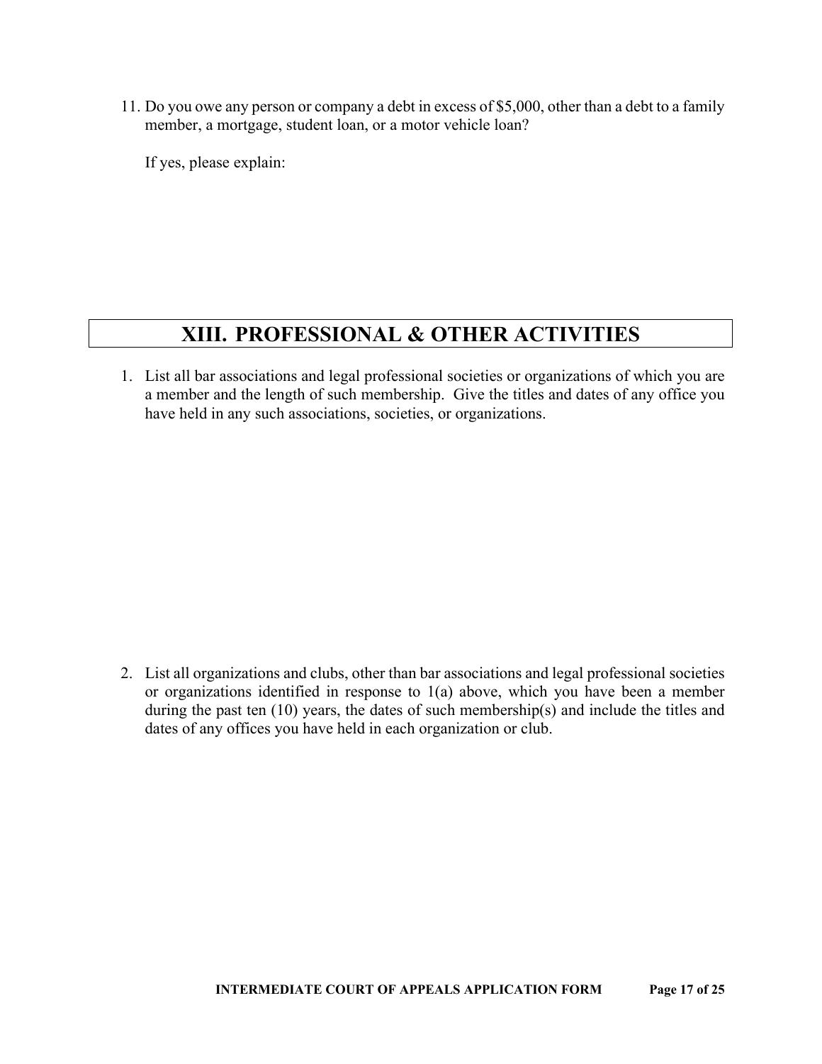11. Do you owe any person or company a debt in excess of $5,000, other than a debt to a family member, a mortgage, student loan, or a motor vehicle loan?

    If yes, please explain:

## XIII. PROFESSIONAL & OTHER ACTIVITIES

1. List all bar associations and legal professional societies or organizations of which you are a member and the length of such membership. Give the titles and dates of any office you have held in any such associations, societies, or organizations.

2. List all organizations and clubs, other than bar associations and legal professional societies or organizations identified in response to 1(a) above, which you have been a member during the past ten (10) years, the dates of such membership(s) and include the titles and dates of any offices you have held in each organization or club.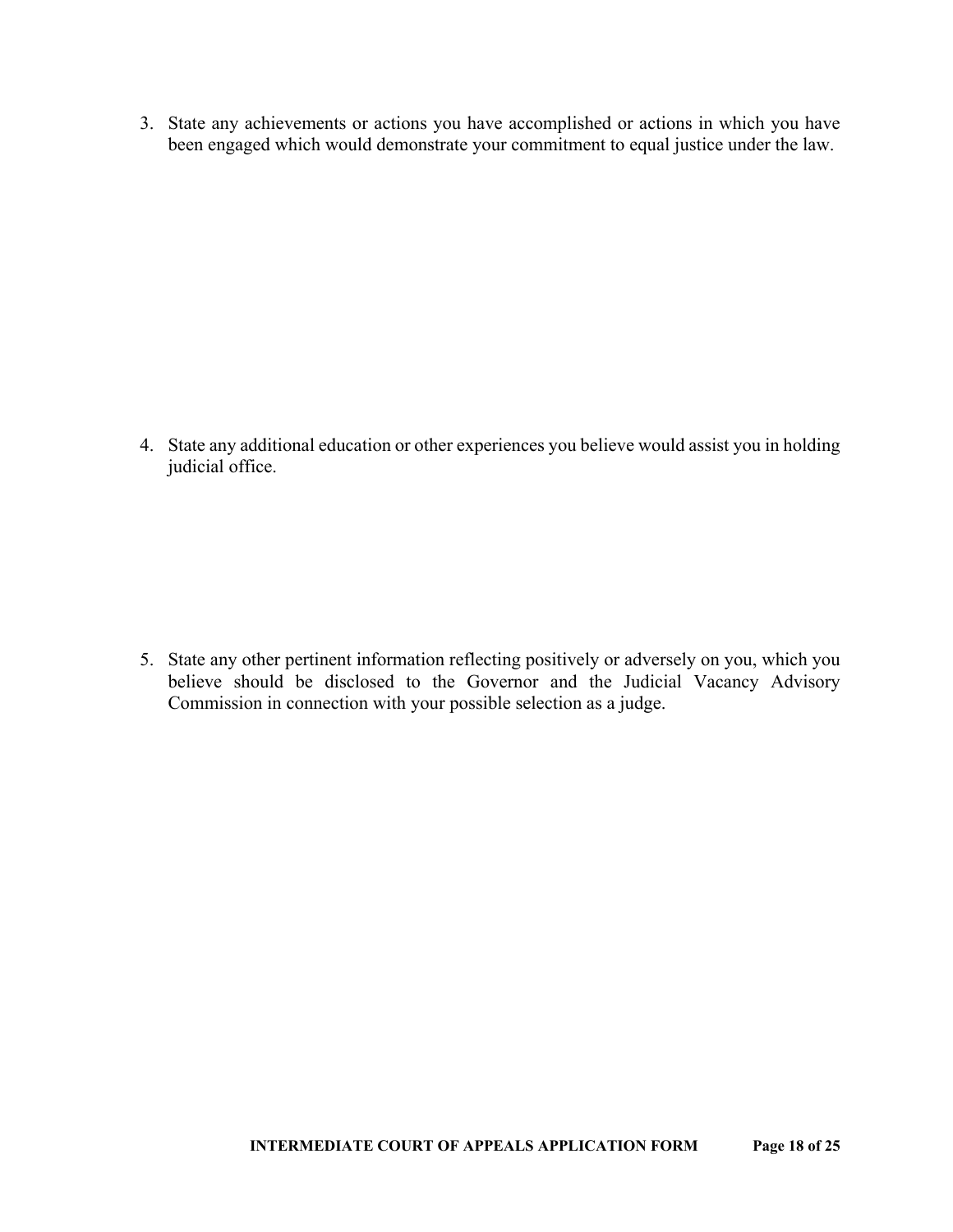3. State any achievements or actions you have accomplished or actions in which you have been engaged which would demonstrate your commitment to equal justice under the law.

4. State any additional education or other experiences you believe would assist you in holding judicial office.

5. State any other pertinent information reflecting positively or adversely on you, which you believe should be disclosed to the Governor and the Judicial Vacancy Advisory Commission in connection with your possible selection as a judge.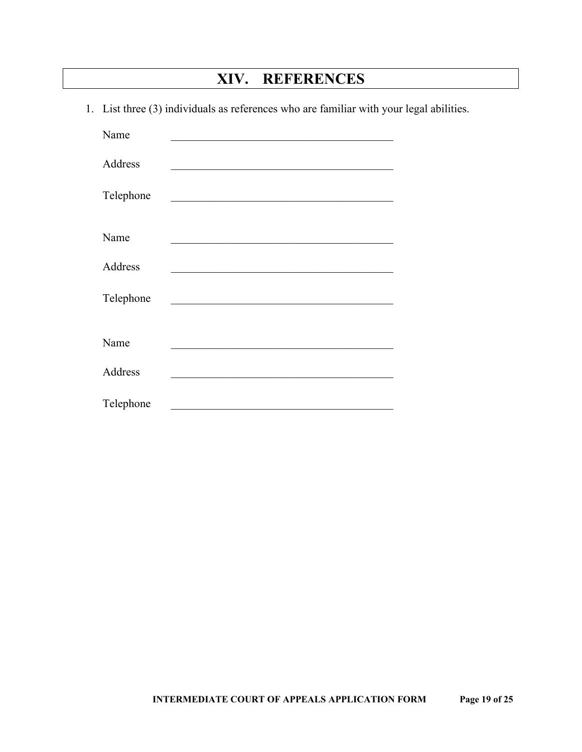# XIV. REFERENCES

1. List three (3) individuals as references who are familiar with your legal abilities.

   Name \_\_\_\_\_\_\_\_\_\_\_\_\_\_\_\_\_\_\_\_\_\_\_\_\_\_\_\_\_\_\_\_\_\_\_\_\_\_\_\_

   Address \_\_\_\_\_\_\_\_\_\_\_\_\_\_\_\_\_\_\_\_\_\_\_\_\_\_\_\_\_\_\_\_\_\_\_\_\_\_\_\_

   Telephone \_\_\_\_\_\_\_\_\_\_\_\_\_\_\_\_\_\_\_\_\_\_\_\_\_\_\_\_\_\_\_\_\_\_\_\_\_\_\_\_

   Name \_\_\_\_\_\_\_\_\_\_\_\_\_\_\_\_\_\_\_\_\_\_\_\_\_\_\_\_\_\_\_\_\_\_\_\_\_\_\_\_

   Address \_\_\_\_\_\_\_\_\_\_\_\_\_\_\_\_\_\_\_\_\_\_\_\_\_\_\_\_\_\_\_\_\_\_\_\_\_\_\_\_

   Telephone \_\_\_\_\_\_\_\_\_\_\_\_\_\_\_\_\_\_\_\_\_\_\_\_\_\_\_\_\_\_\_\_\_\_\_\_\_\_\_\_

   Name \_\_\_\_\_\_\_\_\_\_\_\_\_\_\_\_\_\_\_\_\_\_\_\_\_\_\_\_\_\_\_\_\_\_\_\_\_\_\_\_

   Address \_\_\_\_\_\_\_\_\_\_\_\_\_\_\_\_\_\_\_\_\_\_\_\_\_\_\_\_\_\_\_\_\_\_\_\_\_\_\_\_

   Telephone \_\_\_\_\_\_\_\_\_\_\_\_\_\_\_\_\_\_\_\_\_\_\_\_\_\_\_\_\_\_\_\_\_\_\_\_\_\_\_\_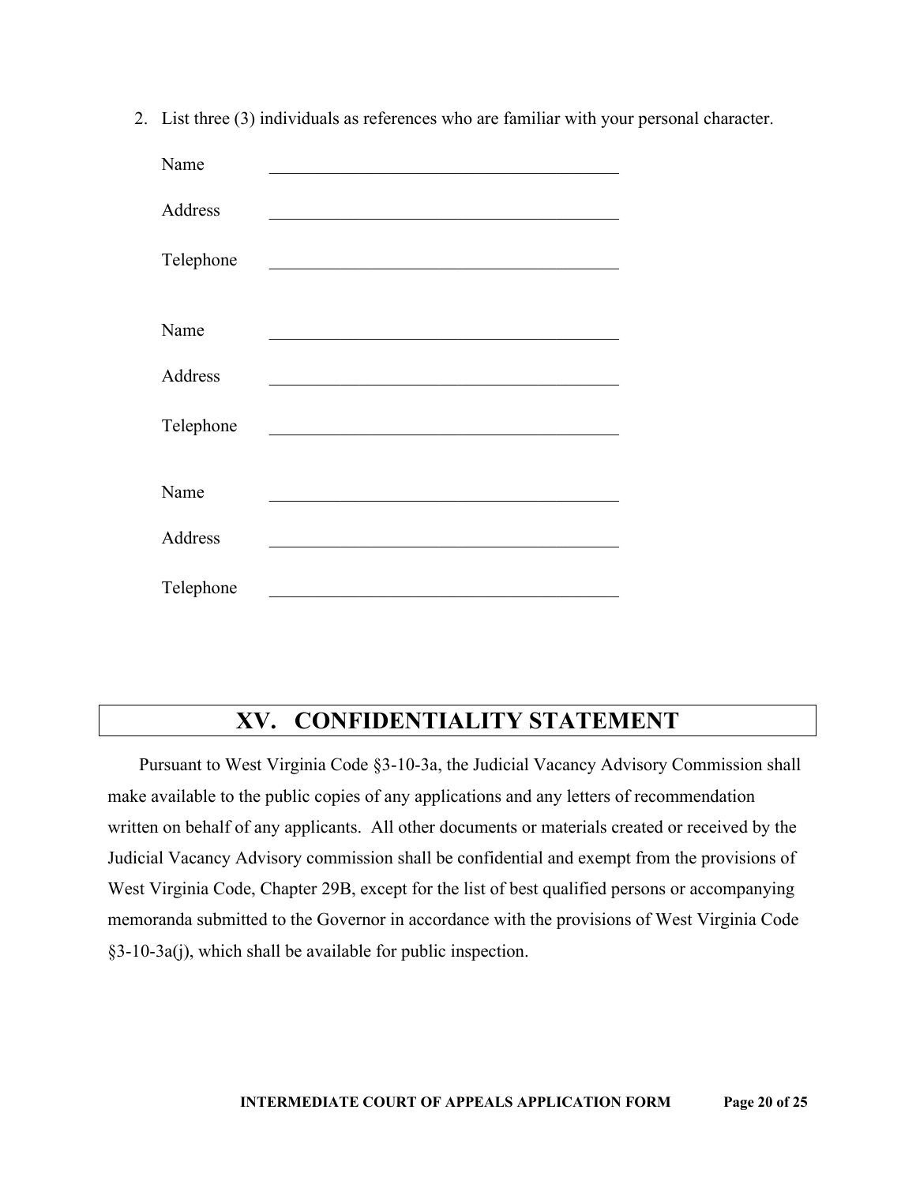2. List three (3) individuals as references who are familiar with your personal character.

Name \_\_\_\_\_\_\_\_\_\_\_\_\_\_\_\_\_\_\_\_\_\_\_\_\_\_\_\_\_\_\_\_\_\_\_\_\_\_\_\_

Address \_\_\_\_\_\_\_\_\_\_\_\_\_\_\_\_\_\_\_\_\_\_\_\_\_\_\_\_\_\_\_\_\_\_\_\_\_\_\_\_

Telephone \_\_\_\_\_\_\_\_\_\_\_\_\_\_\_\_\_\_\_\_\_\_\_\_\_\_\_\_\_\_\_\_\_\_\_\_\_\_\_\_

Name \_\_\_\_\_\_\_\_\_\_\_\_\_\_\_\_\_\_\_\_\_\_\_\_\_\_\_\_\_\_\_\_\_\_\_\_\_\_\_\_

Address \_\_\_\_\_\_\_\_\_\_\_\_\_\_\_\_\_\_\_\_\_\_\_\_\_\_\_\_\_\_\_\_\_\_\_\_\_\_\_\_

Telephone \_\_\_\_\_\_\_\_\_\_\_\_\_\_\_\_\_\_\_\_\_\_\_\_\_\_\_\_\_\_\_\_\_\_\_\_\_\_\_\_

Name \_\_\_\_\_\_\_\_\_\_\_\_\_\_\_\_\_\_\_\_\_\_\_\_\_\_\_\_\_\_\_\_\_\_\_\_\_\_\_\_

Address \_\_\_\_\_\_\_\_\_\_\_\_\_\_\_\_\_\_\_\_\_\_\_\_\_\_\_\_\_\_\_\_\_\_\_\_\_\_\_\_

Telephone \_\_\_\_\_\_\_\_\_\_\_\_\_\_\_\_\_\_\_\_\_\_\_\_\_\_\_\_\_\_\_\_\_\_\_\_\_\_\_\_

## XV. CONFIDENTIALITY STATEMENT

Pursuant to West Virginia Code §3-10-3a, the Judicial Vacancy Advisory Commission shall make available to the public copies of any applications and any letters of recommendation written on behalf of any applicants. All other documents or materials created or received by the Judicial Vacancy Advisory commission shall be confidential and exempt from the provisions of West Virginia Code, Chapter 29B, except for the list of best qualified persons or accompanying memoranda submitted to the Governor in accordance with the provisions of West Virginia Code §3-10-3a(j), which shall be available for public inspection.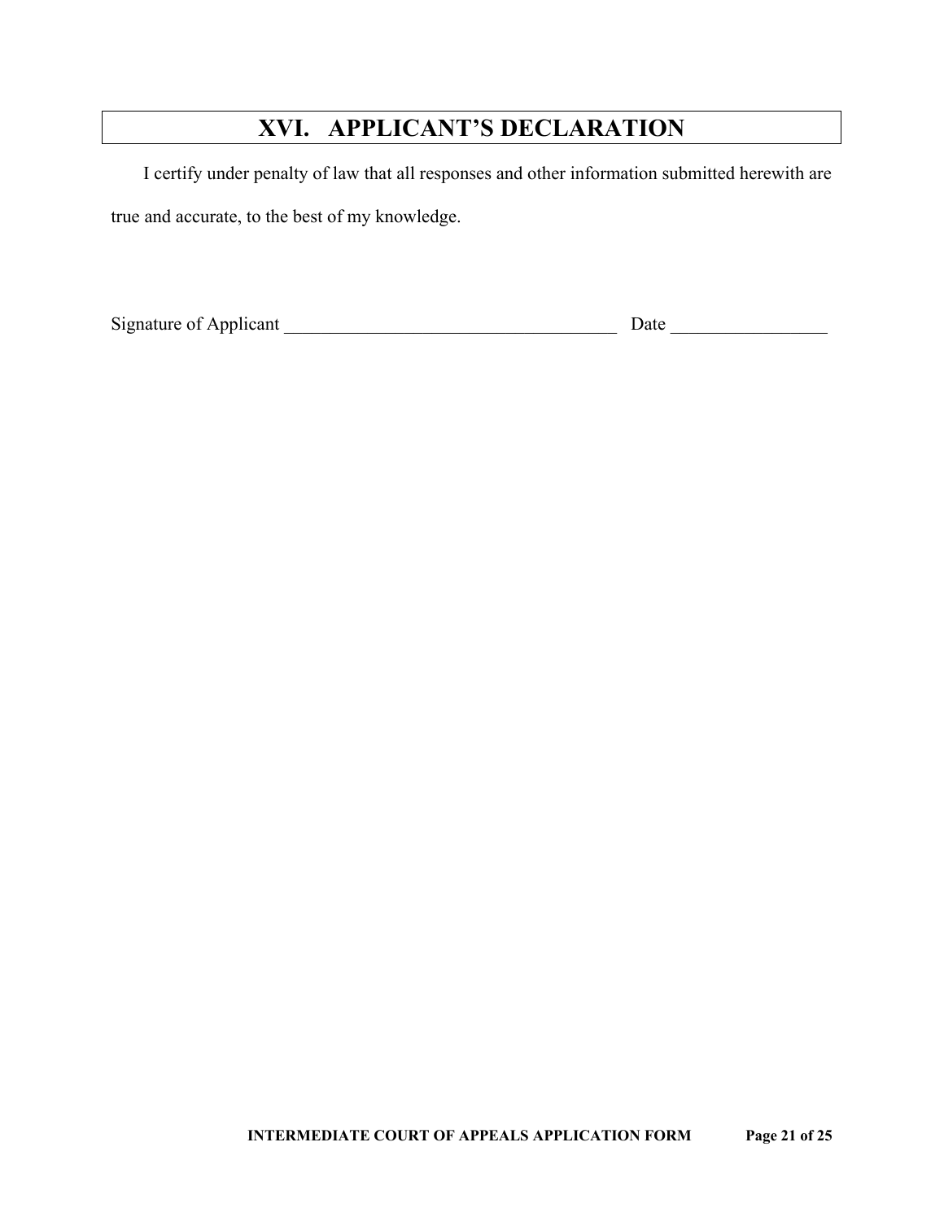## XVI. APPLICANT'S DECLARATION

I certify under penalty of law that all responses and other information submitted herewith are true and accurate, to the best of my knowledge.

Signature of Applicant ______________________________________ Date _________________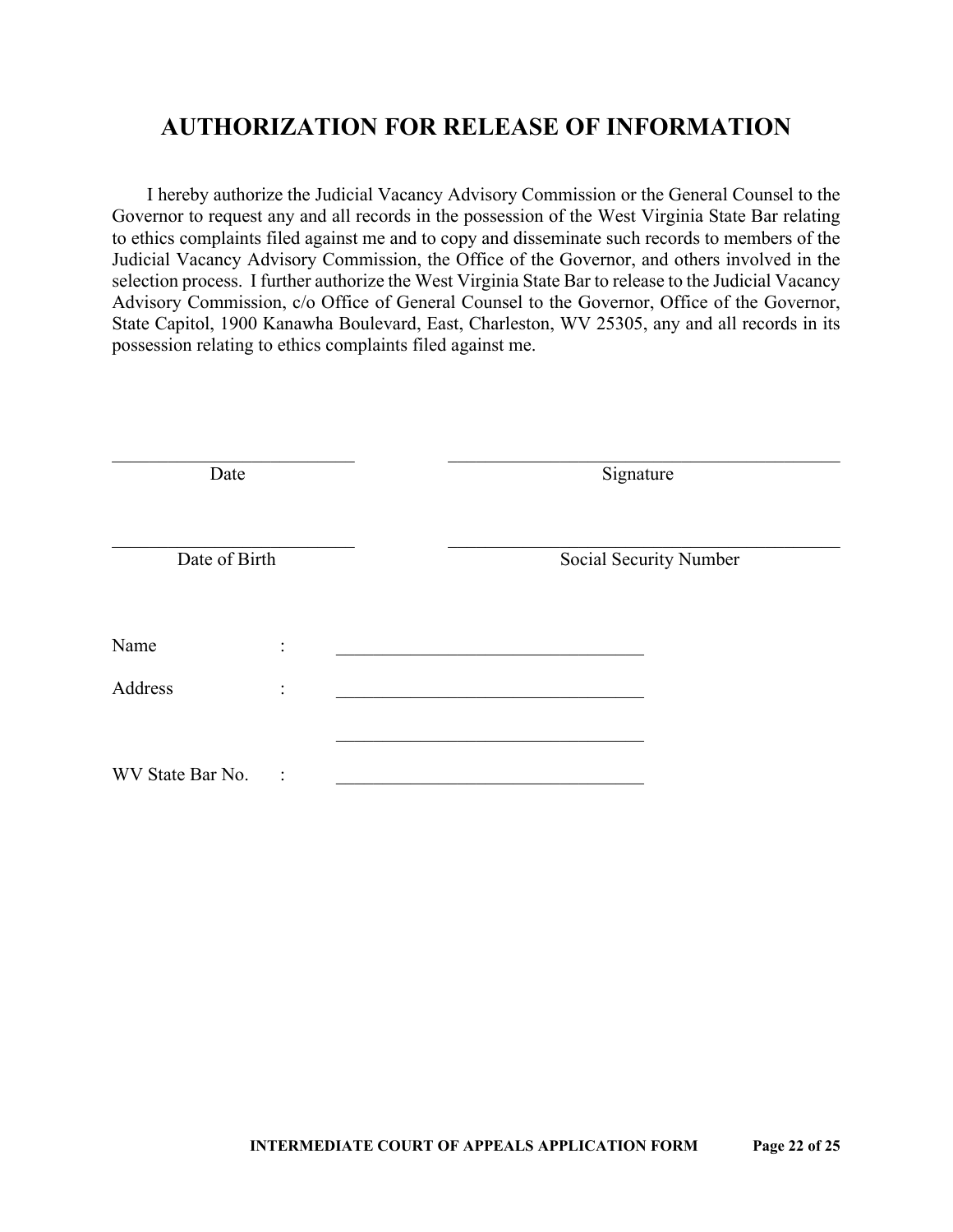# AUTHORIZATION FOR RELEASE OF INFORMATION

I hereby authorize the Judicial Vacancy Advisory Commission or the General Counsel to the Governor to request any and all records in the possession of the West Virginia State Bar relating to ethics complaints filed against me and to copy and disseminate such records to members of the Judicial Vacancy Advisory Commission, the Office of the Governor, and others involved in the selection process. I further authorize the West Virginia State Bar to release to the Judicial Vacancy Advisory Commission, c/o Office of General Counsel to the Governor, Office of the Governor, State Capitol, 1900 Kanawha Boulevard, East, Charleston, WV 25305, any and all records in its possession relating to ethics complaints filed against me.

| | |
|---|---|
| ___________________________ | ____________________________________________ |
| Date | Signature |
| ___________________________ | ____________________________________________ |
| Date of Birth | Social Security Number |

Name : __________________________________

Address : __________________________________

__________________________________

WV State Bar No. : __________________________________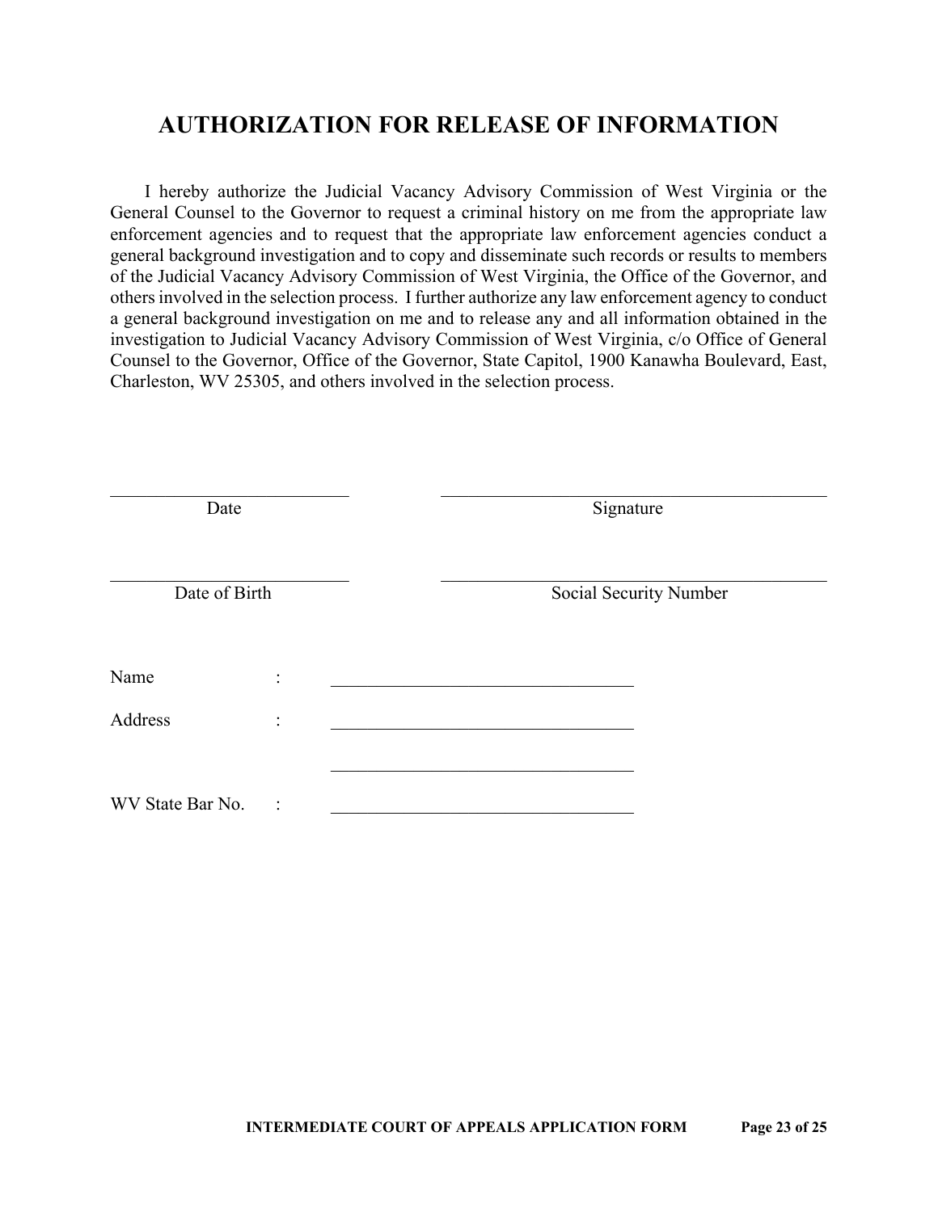# AUTHORIZATION FOR RELEASE OF INFORMATION

I hereby authorize the Judicial Vacancy Advisory Commission of West Virginia or the General Counsel to the Governor to request a criminal history on me from the appropriate law enforcement agencies and to request that the appropriate law enforcement agencies conduct a general background investigation and to copy and disseminate such records or results to members of the Judicial Vacancy Advisory Commission of West Virginia, the Office of the Governor, and others involved in the selection process. I further authorize any law enforcement agency to conduct a general background investigation on me and to release any and all information obtained in the investigation to Judicial Vacancy Advisory Commission of West Virginia, c/o Office of General Counsel to the Governor, Office of the Governor, State Capitol, 1900 Kanawha Boulevard, East, Charleston, WV 25305, and others involved in the selection process.

| ___________________________ | ___________________________ |
|---|---|
| Date | Signature |
| ___________________________ | ___________________________ |
| Date of Birth | Social Security Number |

Name : ______________________________

Address : ______________________________

______________________________

WV State Bar No. : ______________________________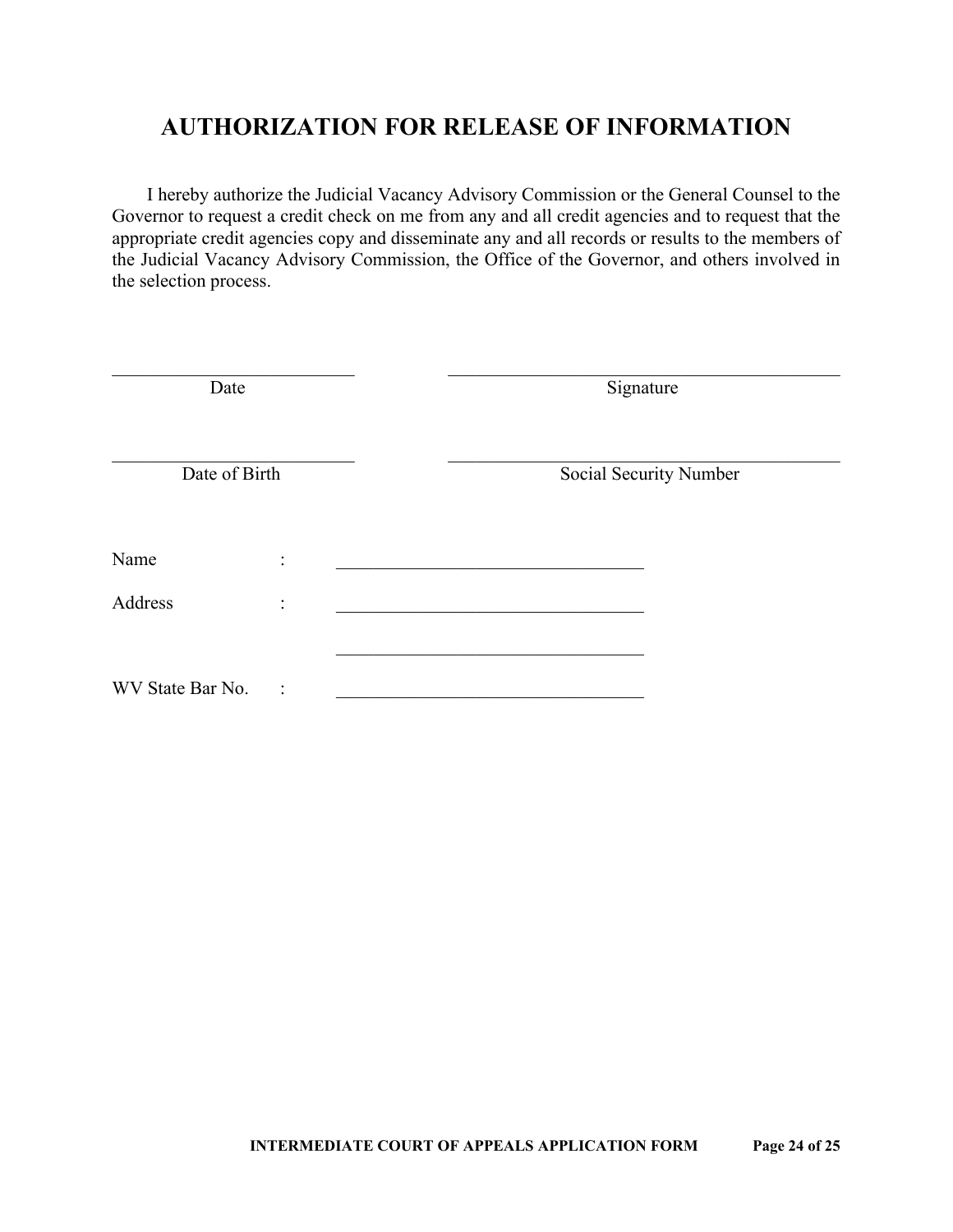# AUTHORIZATION FOR RELEASE OF INFORMATION

I hereby authorize the Judicial Vacancy Advisory Commission or the General Counsel to the Governor to request a credit check on me from any and all credit agencies and to request that the appropriate credit agencies copy and disseminate any and all records or results to the members of the Judicial Vacancy Advisory Commission, the Office of the Governor, and others involved in the selection process.

| ____________________________ | ______________________________________________ |
|---|---|
| Date | Signature |
| | |
| ____________________________ | ______________________________________________ |
| Date of Birth | Social Security Number |

Name : ________________________________

Address : ________________________________

________________________________

WV State Bar No. : ________________________________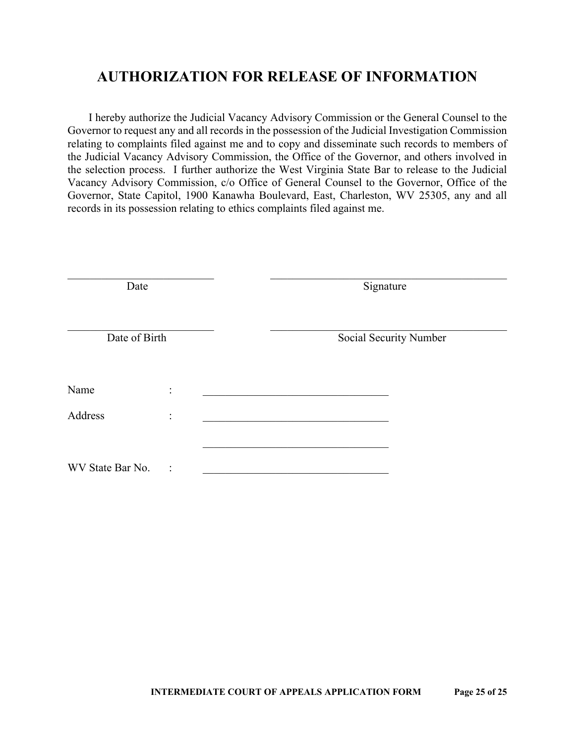# AUTHORIZATION FOR RELEASE OF INFORMATION

I hereby authorize the Judicial Vacancy Advisory Commission or the General Counsel to the Governor to request any and all records in the possession of the Judicial Investigation Commission relating to complaints filed against me and to copy and disseminate such records to members of the Judicial Vacancy Advisory Commission, the Office of the Governor, and others involved in the selection process. I further authorize the West Virginia State Bar to release to the Judicial Vacancy Advisory Commission, c/o Office of General Counsel to the Governor, Office of the Governor, State Capitol, 1900 Kanawha Boulevard, East, Charleston, WV 25305, any and all records in its possession relating to ethics complaints filed against me.

| | |
|---|---|
| ____________________________ | ____________________________________________ |
| Date | Signature |
| ____________________________ | ____________________________________________ |
| Date of Birth | Social Security Number |

Name : ____________________________________

Address : ____________________________________

____________________________________

WV State Bar No. : ____________________________________

**INTERMEDIATE COURT OF APPEALS APPLICATION FORM**